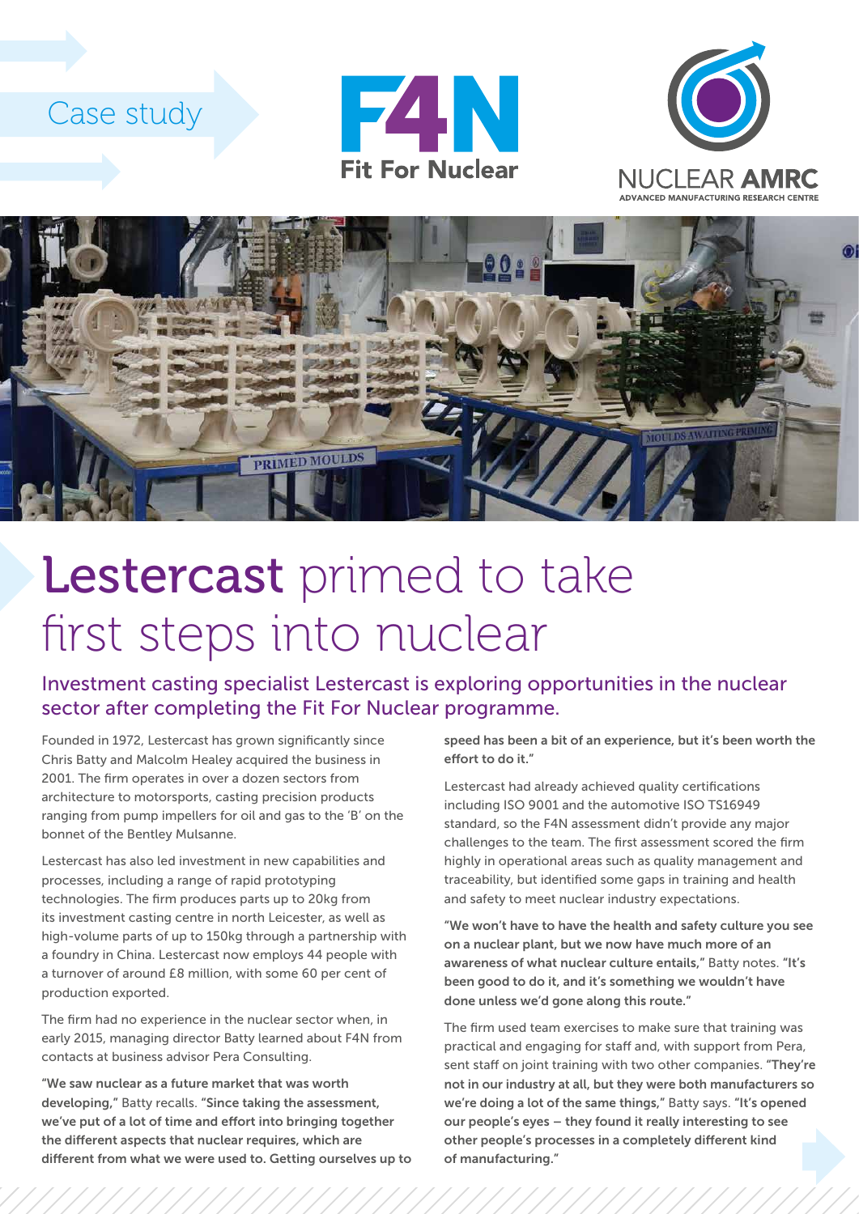Case study

Fit For Nuclear

NUCLEAR AMRC
ADVANCED MANUFACTURING RESEARCH CENTRE

# Lestercast primed to take first steps into nuclear

## Investment casting specialist Lestercast is exploring opportunities in the nuclear sector after completing the Fit For Nuclear programme.

Founded in 1972, Lestercast has grown significantly since Chris Batty and Malcolm Healey acquired the business in 2001. The firm operates in over a dozen sectors from architecture to motorsports, casting precision products ranging from pump impellers for oil and gas to the 'B' on the bonnet of the Bentley Mulsanne.

Lestercast has also led investment in new capabilities and processes, including a range of rapid prototyping technologies. The firm produces parts up to 20kg from its investment casting centre in north Leicester, as well as high-volume parts of up to 150kg through a partnership with a foundry in China. Lestercast now employs 44 people with a turnover of around £8 million, with some 60 per cent of production exported.

The firm had no experience in the nuclear sector when, in early 2015, managing director Batty learned about F4N from contacts at business advisor Pera Consulting.

**"We saw nuclear as a future market that was worth developing,"** Batty recalls. **"Since taking the assessment, we've put of a lot of time and effort into bringing together the different aspects that nuclear requires, which are different from what we were used to. Getting ourselves up to speed has been a bit of an experience, but it's been worth the effort to do it."**

Lestercast had already achieved quality certifications including ISO 9001 and the automotive ISO TS16949 standard, so the F4N assessment didn't provide any major challenges to the team. The first assessment scored the firm highly in operational areas such as quality management and traceability, but identified some gaps in training and health and safety to meet nuclear industry expectations.

**"We won't have to have the health and safety culture you see on a nuclear plant, but we now have much more of an awareness of what nuclear culture entails,"** Batty notes. **"It's been good to do it, and it's something we wouldn't have done unless we'd gone along this route."**

The firm used team exercises to make sure that training was practical and engaging for staff and, with support from Pera, sent staff on joint training with two other companies. **"They're not in our industry at all, but they were both manufacturers so we're doing a lot of the same things,"** Batty says. **"It's opened our people's eyes – they found it really interesting to see other people's processes in a completely different kind of manufacturing."**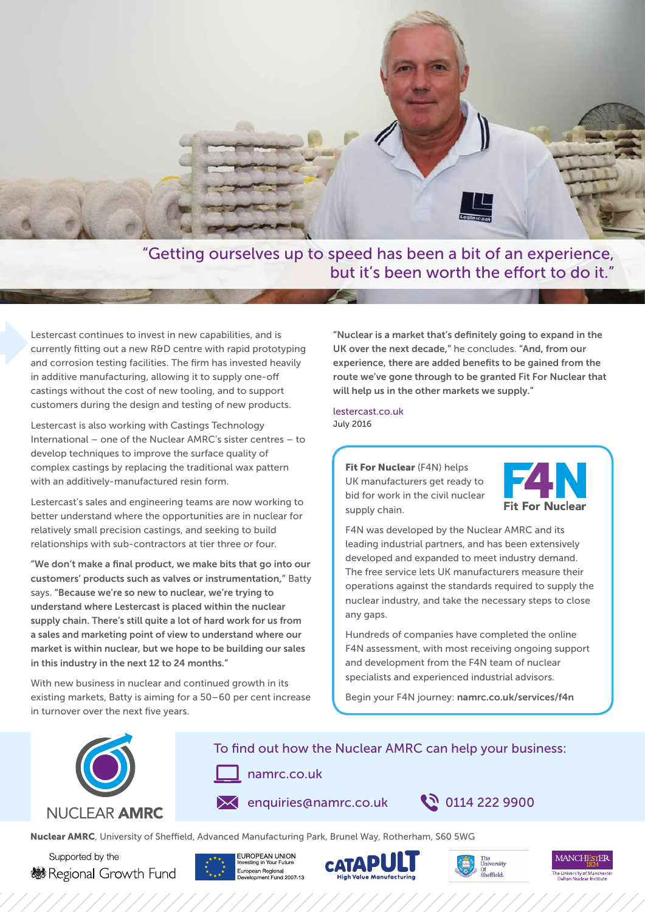"Getting ourselves up to speed has been a bit of an experience, but it's been worth the effort to do it."

Lestercast continues to invest in new capabilities, and is currently fitting out a new R&D centre with rapid prototyping and corrosion testing facilities. The firm has invested heavily in additive manufacturing, allowing it to supply one-off castings without the cost of new tooling, and to support customers during the design and testing of new products.

Lestercast is also working with Castings Technology International – one of the Nuclear AMRC's sister centres – to develop techniques to improve the surface quality of complex castings by replacing the traditional wax pattern with an additively-manufactured resin form.

Lestercast's sales and engineering teams are now working to better understand where the opportunities are in nuclear for relatively small precision castings, and seeking to build relationships with sub-contractors at tier three or four.

**"We don't make a final product, we make bits that go into our customers' products such as valves or instrumentation,"** Batty says. **"Because we're so new to nuclear, we're trying to understand where Lestercast is placed within the nuclear supply chain. There's still quite a lot of hard work for us from a sales and marketing point of view to understand where our market is within nuclear, but we hope to be building our sales in this industry in the next 12 to 24 months."**

With new business in nuclear and continued growth in its existing markets, Batty is aiming for a 50–60 per cent increase in turnover over the next five years.

**"Nuclear is a market that's definitely going to expand in the UK over the next decade,"** he concludes. **"And, from our experience, there are added benefits to be gained from the route we've gone through to be granted Fit For Nuclear that will help us in the other markets we supply."**

lestercast.co.uk
July 2016

**Fit For Nuclear** (F4N) helps UK manufacturers get ready to bid for work in the civil nuclear supply chain.

F4N
Fit For Nuclear

F4N was developed by the Nuclear AMRC and its leading industrial partners, and has been extensively developed and expanded to meet industry demand. The free service lets UK manufacturers measure their operations against the standards required to supply the nuclear industry, and take the necessary steps to close any gaps.

Hundreds of companies have completed the online F4N assessment, with most receiving ongoing support and development from the F4N team of nuclear specialists and experienced industrial advisors.

Begin your F4N journey: **namrc.co.uk/services/f4n**

NUCLEAR **AMRC**

To find out how the Nuclear AMRC can help your business:

namrc.co.uk

enquiries@namrc.co.uk

0114 222 9900

**Nuclear AMRC**, University of Sheffield, Advanced Manufacturing Park, Brunel Way, Rotherham, S60 5WG

Supported by the Regional Growth Fund

EUROPEAN UNION
Investing in Your Future
European Regional Development Fund 2007-13

CATAPULT High Value Manufacturing

The University Of Sheffield.

MANCHESTER 1824
The University of Manchester Dalton Nuclear Institute